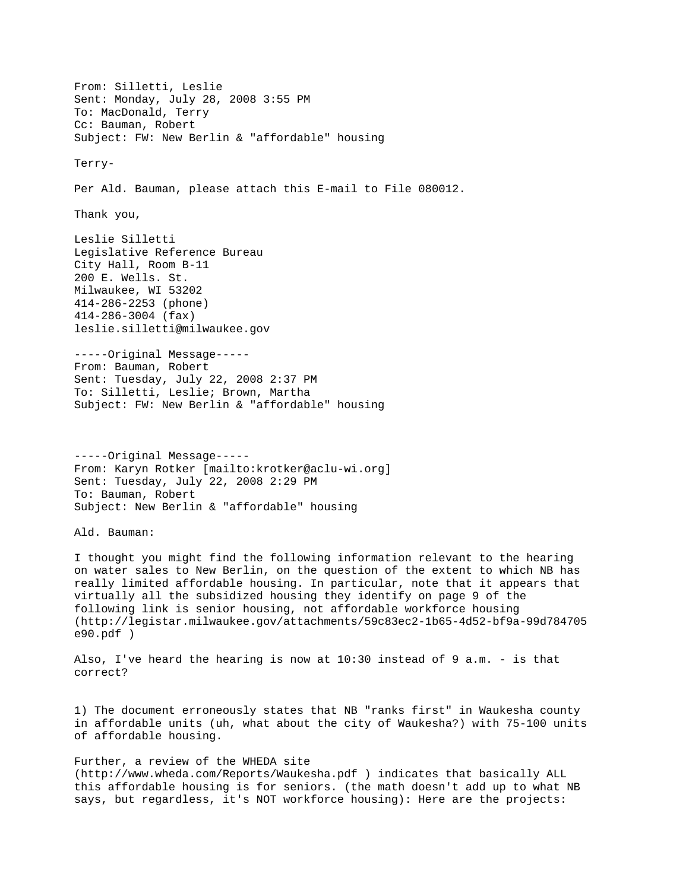From: Silletti, Leslie
Sent: Monday, July 28, 2008 3:55 PM
To: MacDonald, Terry
Cc: Bauman, Robert
Subject: FW: New Berlin & "affordable" housing

Terry-

Per Ald. Bauman, please attach this E-mail to File 080012.

Thank you,

Leslie Silletti
Legislative Reference Bureau
City Hall, Room B-11
200 E. Wells. St.
Milwaukee, WI 53202
414-286-2253 (phone)
414-286-3004 (fax)
leslie.silletti@milwaukee.gov

-----Original Message-----
From: Bauman, Robert
Sent: Tuesday, July 22, 2008 2:37 PM
To: Silletti, Leslie; Brown, Martha
Subject: FW: New Berlin & "affordable" housing

-----Original Message-----
From: Karyn Rotker [mailto:krotker@aclu-wi.org]
Sent: Tuesday, July 22, 2008 2:29 PM
To: Bauman, Robert
Subject: New Berlin & "affordable" housing

Ald. Bauman:

I thought you might find the following information relevant to the hearing on water sales to New Berlin, on the question of the extent to which NB has really limited affordable housing. In particular, note that it appears that virtually all the subsidized housing they identify on page 9 of the following link is senior housing, not affordable workforce housing (http://legistar.milwaukee.gov/attachments/59c83ec2-1b65-4d52-bf9a-99d784705e90.pdf )

Also, I've heard the hearing is now at 10:30 instead of 9 a.m. - is that correct?

1) The document erroneously states that NB "ranks first" in Waukesha county in affordable units (uh, what about the city of Waukesha?) with 75-100 units of affordable housing.

Further, a review of the WHEDA site (http://www.wheda.com/Reports/Waukesha.pdf ) indicates that basically ALL this affordable housing is for seniors. (the math doesn't add up to what NB says, but regardless, it's NOT workforce housing): Here are the projects: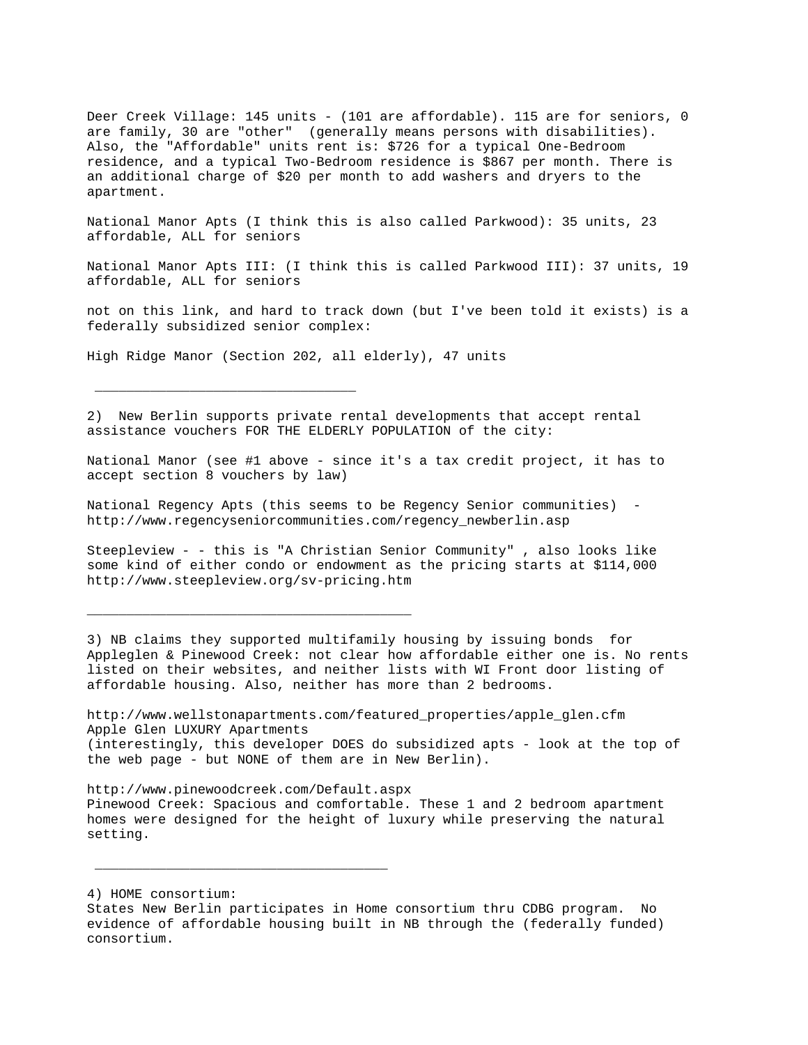Deer Creek Village: 145 units - (101 are affordable). 115 are for seniors, 0 are family, 30 are "other" (generally means persons with disabilities). Also, the "Affordable" units rent is: $726 for a typical One-Bedroom residence, and a typical Two-Bedroom residence is $867 per month. There is an additional charge of $20 per month to add washers and dryers to the apartment.

National Manor Apts (I think this is also called Parkwood): 35 units, 23 affordable, ALL for seniors

National Manor Apts III: (I think this is called Parkwood III): 37 units, 19 affordable, ALL for seniors

not on this link, and hard to track down (but I've been told it exists) is a federally subsidized senior complex:

High Ridge Manor (Section 202, all elderly), 47 units

---

2) New Berlin supports private rental developments that accept rental assistance vouchers FOR THE ELDERLY POPULATION of the city:

National Manor (see #1 above - since it's a tax credit project, it has to accept section 8 vouchers by law)

National Regency Apts (this seems to be Regency Senior communities) - http://www.regencyseniorcommunities.com/regency_newberlin.asp

Steepleview - - this is "A Christian Senior Community" , also looks like some kind of either condo or endowment as the pricing starts at $114,000 http://www.steepleview.org/sv-pricing.htm

---

3) NB claims they supported multifamily housing by issuing bonds for Appleglen & Pinewood Creek: not clear how affordable either one is. No rents listed on their websites, and neither lists with WI Front door listing of affordable housing. Also, neither has more than 2 bedrooms.

http://www.wellstonapartments.com/featured_properties/apple_glen.cfm
Apple Glen LUXURY Apartments
(interestingly, this developer DOES do subsidized apts - look at the top of the web page - but NONE of them are in New Berlin).

http://www.pinewoodcreek.com/Default.aspx
Pinewood Creek: Spacious and comfortable. These 1 and 2 bedroom apartment homes were designed for the height of luxury while preserving the natural setting.

---

4) HOME consortium:
States New Berlin participates in Home consortium thru CDBG program. No evidence of affordable housing built in NB through the (federally funded) consortium.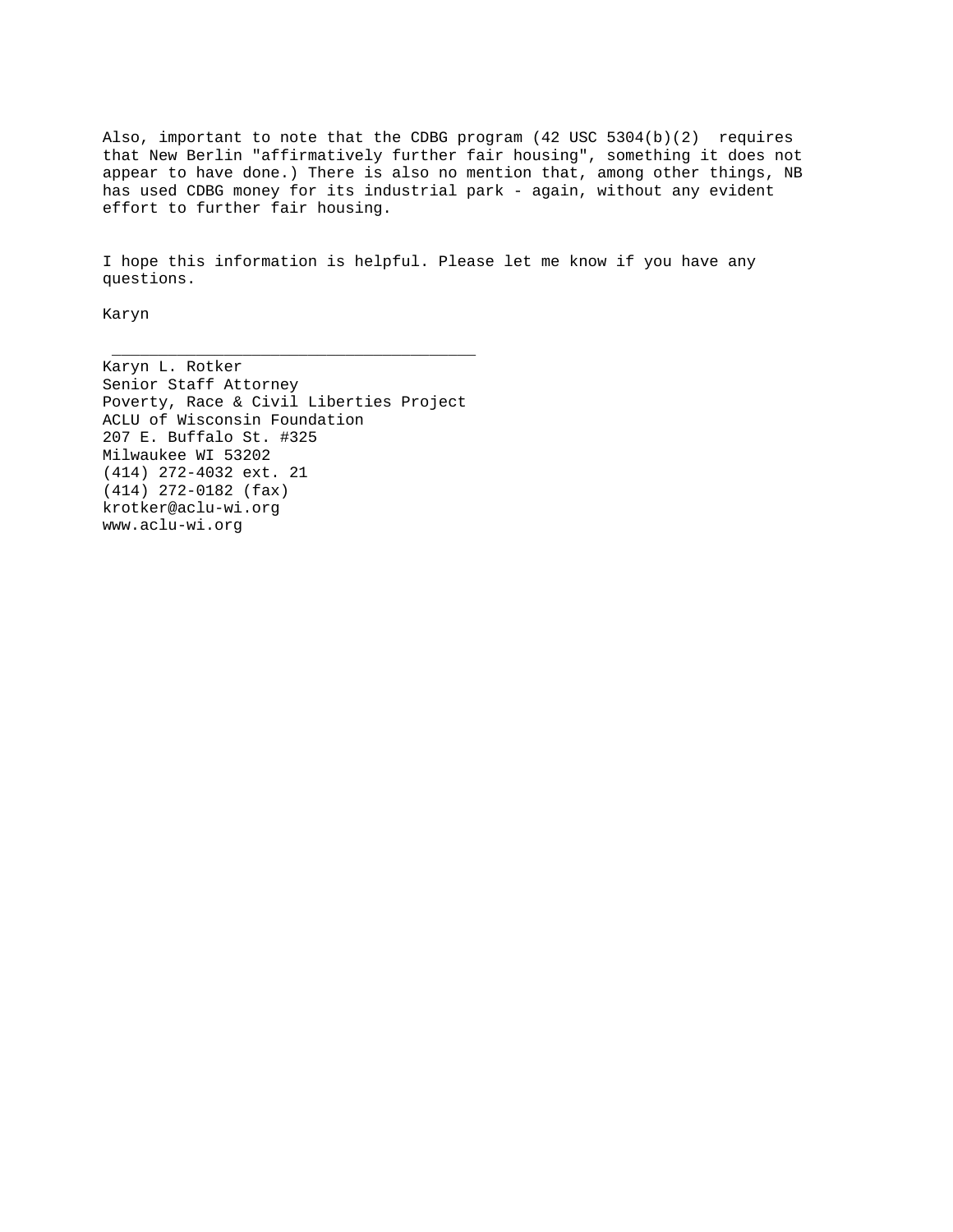Also, important to note that the CDBG program (42 USC 5304(b)(2) requires that New Berlin "affirmatively further fair housing", something it does not appear to have done.) There is also no mention that, among other things, NB has used CDBG money for its industrial park - again, without any evident effort to further fair housing.

I hope this information is helpful. Please let me know if you have any questions.

Karyn

\_\_\_\_\_\_\_\_\_\_\_\_\_\_\_\_\_\_\_\_\_\_\_\_\_\_\_\_\_\_\_\_\_\_\_\_\_\_\_

Karyn L. Rotker
Senior Staff Attorney
Poverty, Race & Civil Liberties Project
ACLU of Wisconsin Foundation
207 E. Buffalo St. #325
Milwaukee WI 53202
(414) 272-4032 ext. 21
(414) 272-0182 (fax)
krotker@aclu-wi.org
www.aclu-wi.org